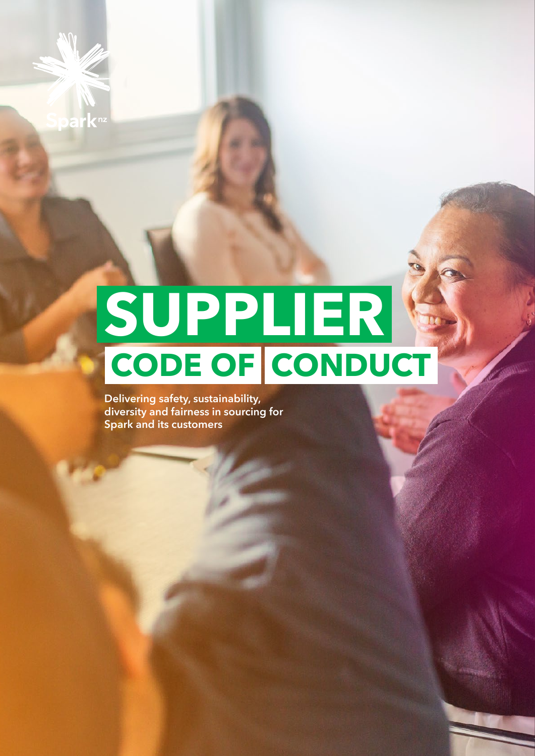Spark nz

# SUPPLIER CODE OF CONDUCT

Delivering safety, sustainability, diversity and fairness in sourcing for Spark and its customers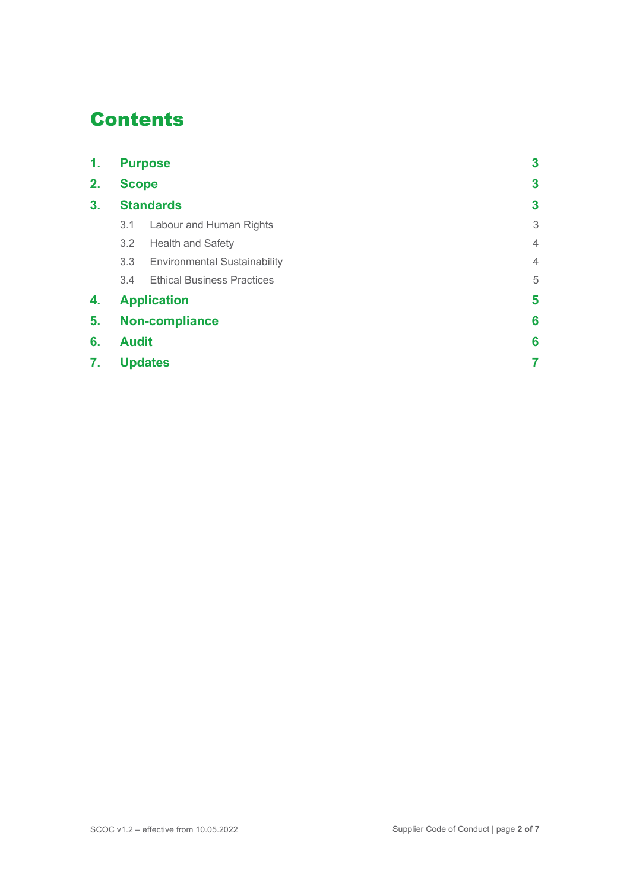# Contents

| | | |
|---|---|---|
| **1.** | **Purpose** | **3** |
| **2.** | **Scope** | **3** |
| **3.** | **Standards** | **3** |
| 3.1 | Labour and Human Rights | 3 |
| 3.2 | Health and Safety | 4 |
| 3.3 | Environmental Sustainability | 4 |
| 3.4 | Ethical Business Practices | 5 |
| **4.** | **Application** | **5** |
| **5.** | **Non-compliance** | **6** |
| **6.** | **Audit** | **6** |
| **7.** | **Updates** | **7** |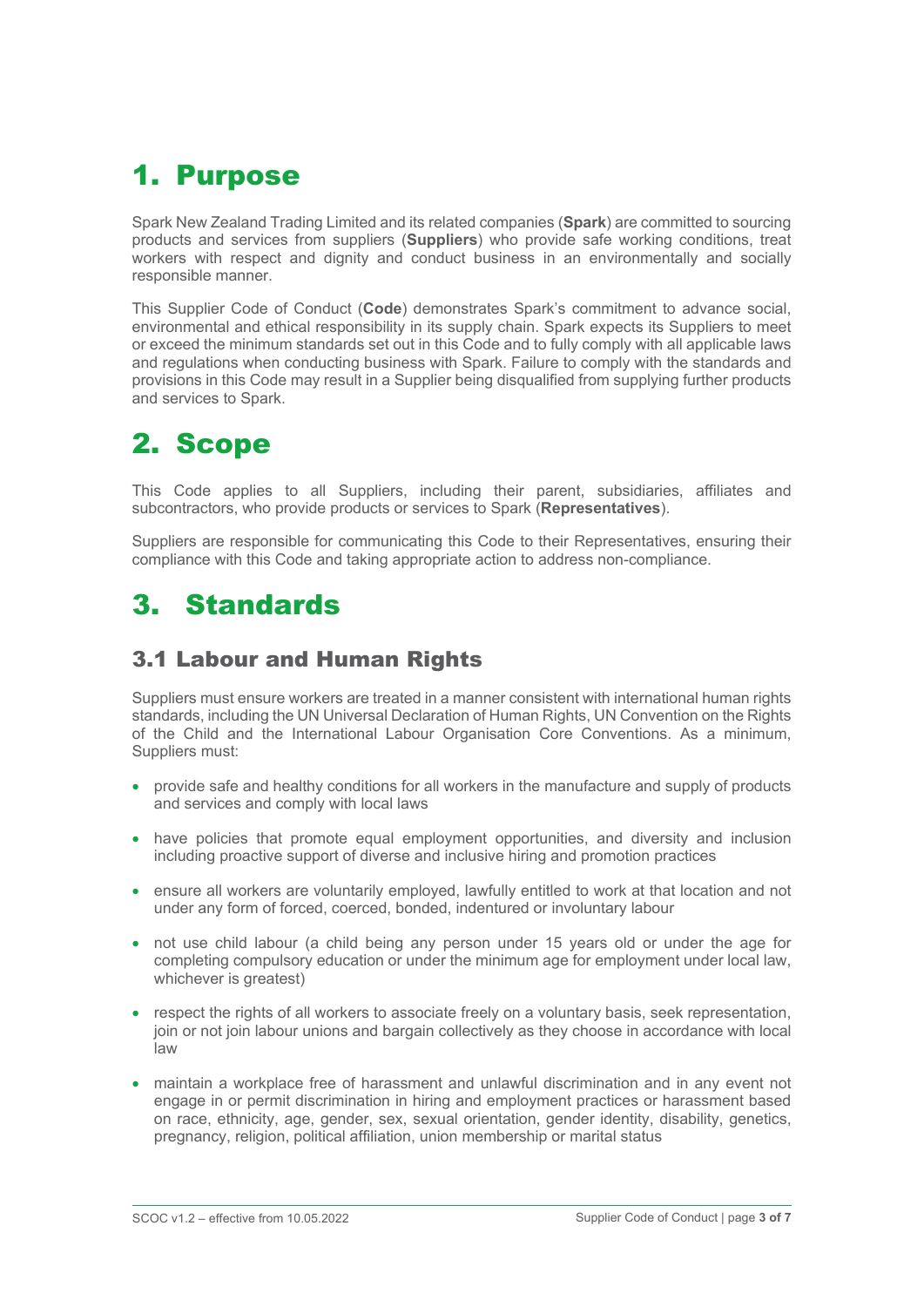# 1. Purpose

Spark New Zealand Trading Limited and its related companies (**Spark**) are committed to sourcing products and services from suppliers (**Suppliers**) who provide safe working conditions, treat workers with respect and dignity and conduct business in an environmentally and socially responsible manner.

This Supplier Code of Conduct (**Code**) demonstrates Spark's commitment to advance social, environmental and ethical responsibility in its supply chain. Spark expects its Suppliers to meet or exceed the minimum standards set out in this Code and to fully comply with all applicable laws and regulations when conducting business with Spark. Failure to comply with the standards and provisions in this Code may result in a Supplier being disqualified from supplying further products and services to Spark.

# 2. Scope

This Code applies to all Suppliers, including their parent, subsidiaries, affiliates and subcontractors, who provide products or services to Spark (**Representatives**).

Suppliers are responsible for communicating this Code to their Representatives, ensuring their compliance with this Code and taking appropriate action to address non-compliance.

# 3. Standards

## 3.1 Labour and Human Rights

Suppliers must ensure workers are treated in a manner consistent with international human rights standards, including the UN Universal Declaration of Human Rights, UN Convention on the Rights of the Child and the International Labour Organisation Core Conventions. As a minimum, Suppliers must:

- provide safe and healthy conditions for all workers in the manufacture and supply of products and services and comply with local laws
- have policies that promote equal employment opportunities, and diversity and inclusion including proactive support of diverse and inclusive hiring and promotion practices
- ensure all workers are voluntarily employed, lawfully entitled to work at that location and not under any form of forced, coerced, bonded, indentured or involuntary labour
- not use child labour (a child being any person under 15 years old or under the age for completing compulsory education or under the minimum age for employment under local law, whichever is greatest)
- respect the rights of all workers to associate freely on a voluntary basis, seek representation, join or not join labour unions and bargain collectively as they choose in accordance with local law
- maintain a workplace free of harassment and unlawful discrimination and in any event not engage in or permit discrimination in hiring and employment practices or harassment based on race, ethnicity, age, gender, sex, sexual orientation, gender identity, disability, genetics, pregnancy, religion, political affiliation, union membership or marital status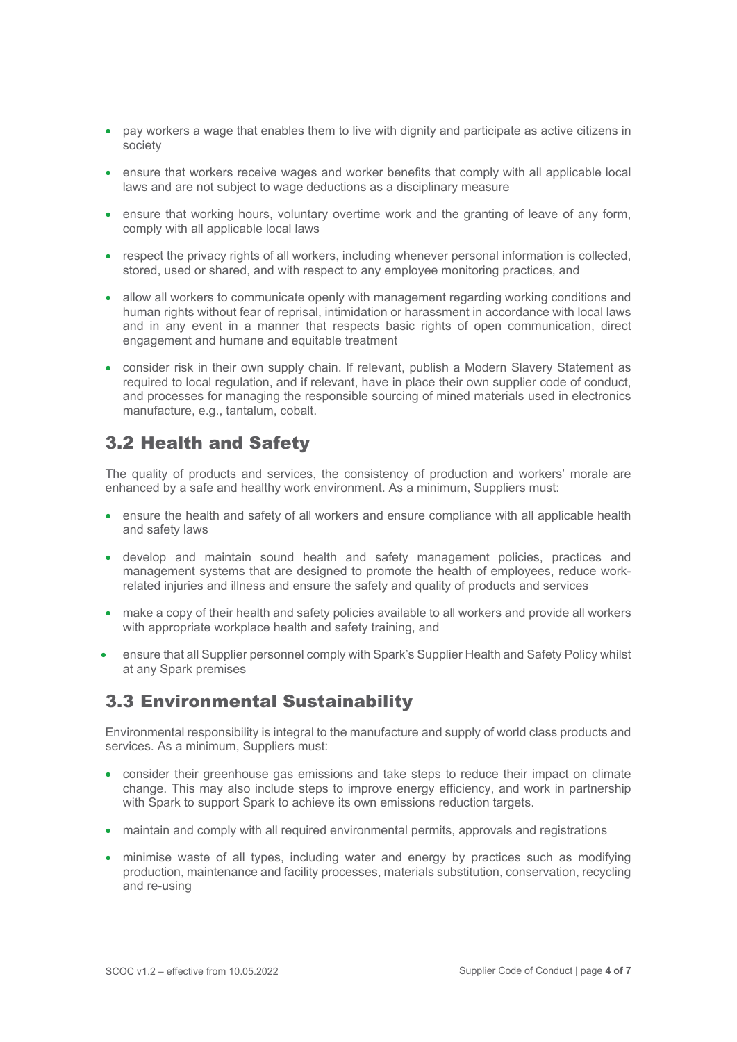- pay workers a wage that enables them to live with dignity and participate as active citizens in society
- ensure that workers receive wages and worker benefits that comply with all applicable local laws and are not subject to wage deductions as a disciplinary measure
- ensure that working hours, voluntary overtime work and the granting of leave of any form, comply with all applicable local laws
- respect the privacy rights of all workers, including whenever personal information is collected, stored, used or shared, and with respect to any employee monitoring practices, and
- allow all workers to communicate openly with management regarding working conditions and human rights without fear of reprisal, intimidation or harassment in accordance with local laws and in any event in a manner that respects basic rights of open communication, direct engagement and humane and equitable treatment
- consider risk in their own supply chain. If relevant, publish a Modern Slavery Statement as required to local regulation, and if relevant, have in place their own supplier code of conduct, and processes for managing the responsible sourcing of mined materials used in electronics manufacture, e.g., tantalum, cobalt.

## 3.2 Health and Safety

The quality of products and services, the consistency of production and workers' morale are enhanced by a safe and healthy work environment. As a minimum, Suppliers must:

- ensure the health and safety of all workers and ensure compliance with all applicable health and safety laws
- develop and maintain sound health and safety management policies, practices and management systems that are designed to promote the health of employees, reduce work-related injuries and illness and ensure the safety and quality of products and services
- make a copy of their health and safety policies available to all workers and provide all workers with appropriate workplace health and safety training, and
- ensure that all Supplier personnel comply with Spark's Supplier Health and Safety Policy whilst at any Spark premises

## 3.3 Environmental Sustainability

Environmental responsibility is integral to the manufacture and supply of world class products and services. As a minimum, Suppliers must:

- consider their greenhouse gas emissions and take steps to reduce their impact on climate change. This may also include steps to improve energy efficiency, and work in partnership with Spark to support Spark to achieve its own emissions reduction targets.
- maintain and comply with all required environmental permits, approvals and registrations
- minimise waste of all types, including water and energy by practices such as modifying production, maintenance and facility processes, materials substitution, conservation, recycling and re-using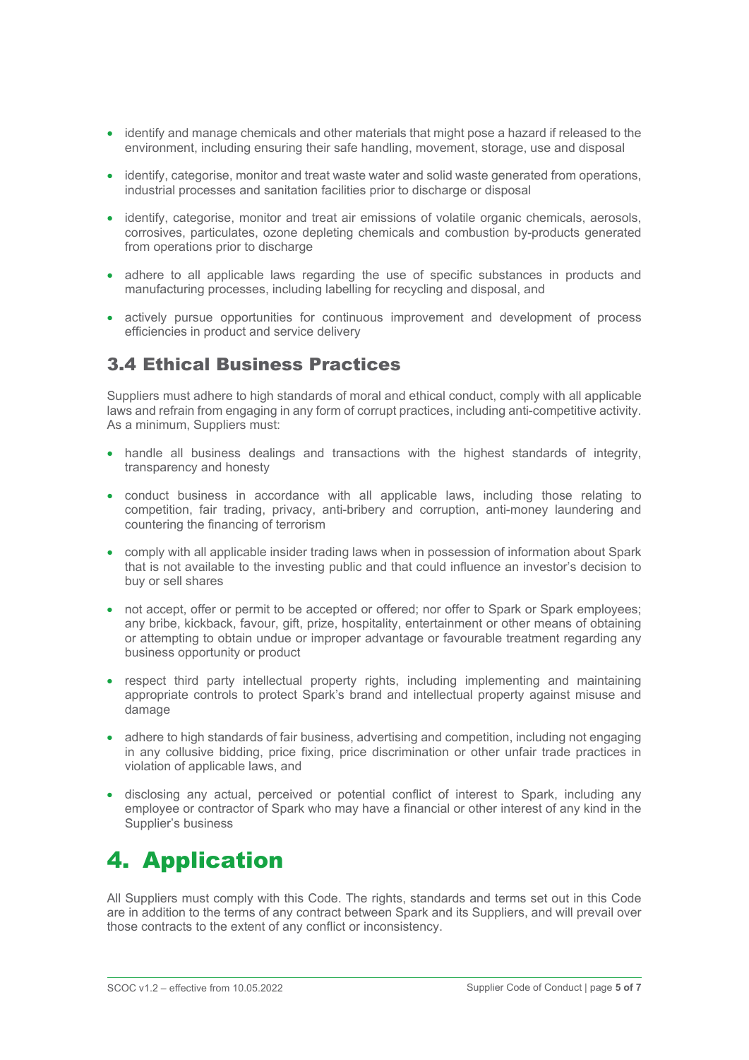- identify and manage chemicals and other materials that might pose a hazard if released to the environment, including ensuring their safe handling, movement, storage, use and disposal
- identify, categorise, monitor and treat waste water and solid waste generated from operations, industrial processes and sanitation facilities prior to discharge or disposal
- identify, categorise, monitor and treat air emissions of volatile organic chemicals, aerosols, corrosives, particulates, ozone depleting chemicals and combustion by-products generated from operations prior to discharge
- adhere to all applicable laws regarding the use of specific substances in products and manufacturing processes, including labelling for recycling and disposal, and
- actively pursue opportunities for continuous improvement and development of process efficiencies in product and service delivery

## 3.4 Ethical Business Practices

Suppliers must adhere to high standards of moral and ethical conduct, comply with all applicable laws and refrain from engaging in any form of corrupt practices, including anti-competitive activity. As a minimum, Suppliers must:

- handle all business dealings and transactions with the highest standards of integrity, transparency and honesty
- conduct business in accordance with all applicable laws, including those relating to competition, fair trading, privacy, anti-bribery and corruption, anti-money laundering and countering the financing of terrorism
- comply with all applicable insider trading laws when in possession of information about Spark that is not available to the investing public and that could influence an investor's decision to buy or sell shares
- not accept, offer or permit to be accepted or offered; nor offer to Spark or Spark employees; any bribe, kickback, favour, gift, prize, hospitality, entertainment or other means of obtaining or attempting to obtain undue or improper advantage or favourable treatment regarding any business opportunity or product
- respect third party intellectual property rights, including implementing and maintaining appropriate controls to protect Spark's brand and intellectual property against misuse and damage
- adhere to high standards of fair business, advertising and competition, including not engaging in any collusive bidding, price fixing, price discrimination or other unfair trade practices in violation of applicable laws, and
- disclosing any actual, perceived or potential conflict of interest to Spark, including any employee or contractor of Spark who may have a financial or other interest of any kind in the Supplier's business

# 4. Application

All Suppliers must comply with this Code. The rights, standards and terms set out in this Code are in addition to the terms of any contract between Spark and its Suppliers, and will prevail over those contracts to the extent of any conflict or inconsistency.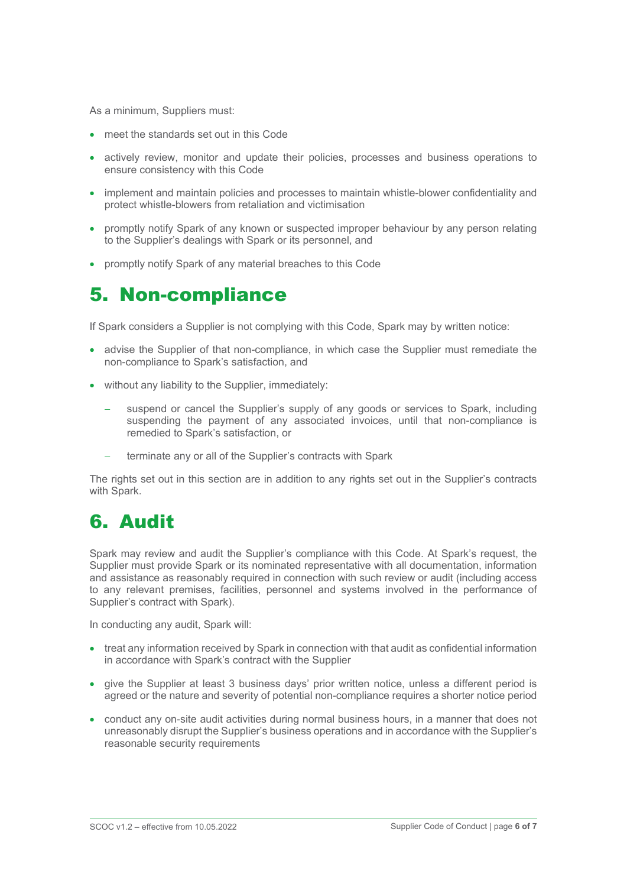As a minimum, Suppliers must:

- meet the standards set out in this Code
- actively review, monitor and update their policies, processes and business operations to ensure consistency with this Code
- implement and maintain policies and processes to maintain whistle-blower confidentiality and protect whistle-blowers from retaliation and victimisation
- promptly notify Spark of any known or suspected improper behaviour by any person relating to the Supplier's dealings with Spark or its personnel, and
- promptly notify Spark of any material breaches to this Code

# 5. Non-compliance

If Spark considers a Supplier is not complying with this Code, Spark may by written notice:

- advise the Supplier of that non-compliance, in which case the Supplier must remediate the non-compliance to Spark's satisfaction, and
- without any liability to the Supplier, immediately:
  - suspend or cancel the Supplier's supply of any goods or services to Spark, including suspending the payment of any associated invoices, until that non-compliance is remedied to Spark's satisfaction, or
  - terminate any or all of the Supplier's contracts with Spark

The rights set out in this section are in addition to any rights set out in the Supplier's contracts with Spark.

# 6. Audit

Spark may review and audit the Supplier's compliance with this Code. At Spark's request, the Supplier must provide Spark or its nominated representative with all documentation, information and assistance as reasonably required in connection with such review or audit (including access to any relevant premises, facilities, personnel and systems involved in the performance of Supplier's contract with Spark).

In conducting any audit, Spark will:

- treat any information received by Spark in connection with that audit as confidential information in accordance with Spark's contract with the Supplier
- give the Supplier at least 3 business days' prior written notice, unless a different period is agreed or the nature and severity of potential non-compliance requires a shorter notice period
- conduct any on-site audit activities during normal business hours, in a manner that does not unreasonably disrupt the Supplier's business operations and in accordance with the Supplier's reasonable security requirements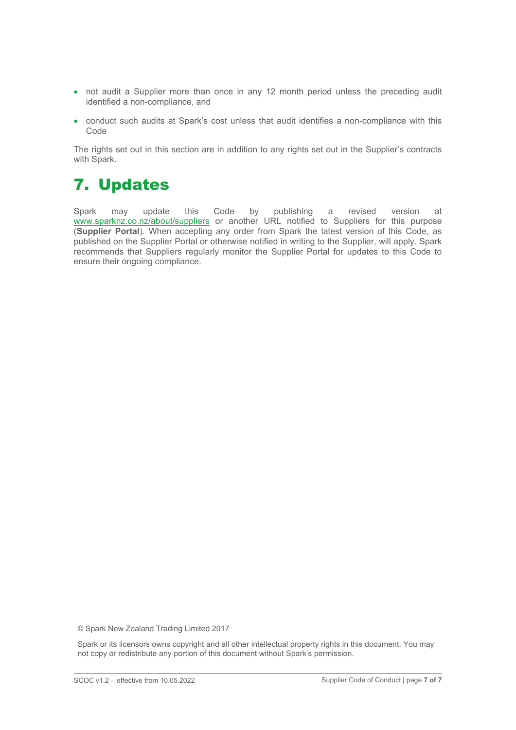- not audit a Supplier more than once in any 12 month period unless the preceding audit identified a non-compliance, and
- conduct such audits at Spark's cost unless that audit identifies a non-compliance with this Code

The rights set out in this section are in addition to any rights set out in the Supplier's contracts with Spark.

# 7. Updates

Spark may update this Code by publishing a revised version at www.sparknz.co.nz/about/suppliers or another URL notified to Suppliers for this purpose (**Supplier Portal**). When accepting any order from Spark the latest version of this Code, as published on the Supplier Portal or otherwise notified in writing to the Supplier, will apply. Spark recommends that Suppliers regularly monitor the Supplier Portal for updates to this Code to ensure their ongoing compliance.

© Spark New Zealand Trading Limited 2017

Spark or its licensors owns copyright and all other intellectual property rights in this document. You may not copy or redistribute any portion of this document without Spark's permission.